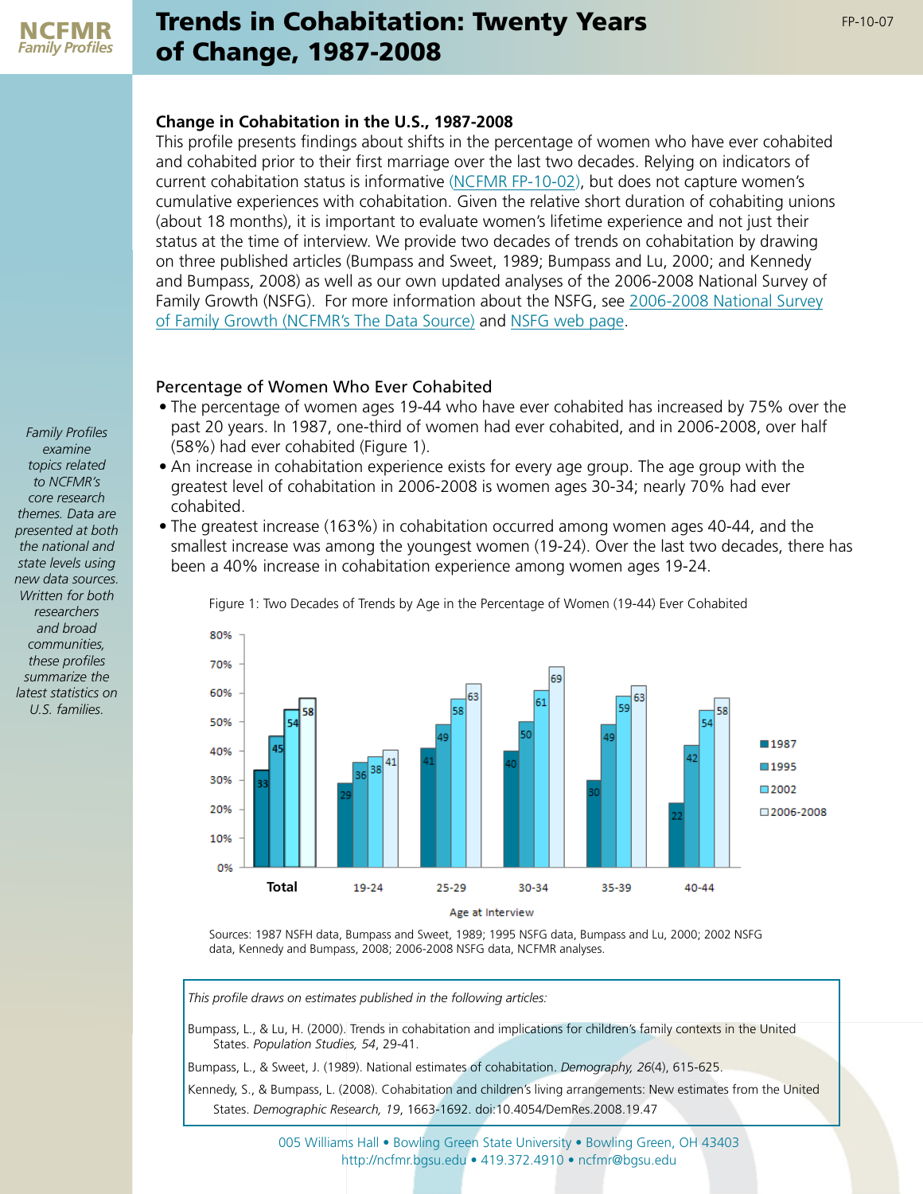# Trends in Cohabitation: Twenty Years of Change, 1987-2008

NCFMR Family Profiles

FP-10-07

## Change in Cohabitation in the U.S., 1987-2008

This profile presents findings about shifts in the percentage of women who have ever cohabited and cohabited prior to their first marriage over the last two decades. Relying on indicators of current cohabitation status is informative (NCFMR FP-10-02), but does not capture women's cumulative experiences with cohabitation. Given the relative short duration of cohabiting unions (about 18 months), it is important to evaluate women's lifetime experience and not just their status at the time of interview. We provide two decades of trends on cohabitation by drawing on three published articles (Bumpass and Sweet, 1989; Bumpass and Lu, 2000; and Kennedy and Bumpass, 2008) as well as our own updated analyses of the 2006-2008 National Survey of Family Growth (NSFG). For more information about the NSFG, see 2006-2008 National Survey of Family Growth (NCFMR's The Data Source) and NSFG web page.

*Family Profiles examine topics related to NCFMR's core research themes. Data are presented at both the national and state levels using new data sources. Written for both researchers and broad communities, these profiles summarize the latest statistics on U.S. families.*

## Percentage of Women Who Ever Cohabited

- The percentage of women ages 19-44 who have ever cohabited has increased by 75% over the past 20 years. In 1987, one-third of women had ever cohabited, and in 2006-2008, over half (58%) had ever cohabited (Figure 1).
- An increase in cohabitation experience exists for every age group. The age group with the greatest level of cohabitation in 2006-2008 is women ages 30-34; nearly 70% had ever cohabited.
- The greatest increase (163%) in cohabitation occurred among women ages 40-44, and the smallest increase was among the youngest women (19-24). Over the last two decades, there has been a 40% increase in cohabitation experience among women ages 19-24.

Figure 1: Two Decades of Trends by Age in the Percentage of Women (19-44) Ever Cohabited

80%
70%
60%
50%
40%
30%
20%
10%
0%

Total: 33, 45, 54, 58
19-24: 29, 36, 38, 41
25-29: 41, 49, 58, 63
30-34: 40, 50, 61, 69
35-39: 30, 49, 59, 63
40-44: 22, 42, 54, 58

1987
1995
2002
2006-2008

Age at Interview

Sources: 1987 NSFH data, Bumpass and Sweet, 1989; 1995 NSFG data, Bumpass and Lu, 2000; 2002 NSFG data, Kennedy and Bumpass, 2008; 2006-2008 NSFG data, NCFMR analyses.

*This profile draws on estimates published in the following articles:*

Bumpass, L., & Lu, H. (2000). Trends in cohabitation and implications for children's family contexts in the United States. *Population Studies, 54*, 29-41.

Bumpass, L., & Sweet, J. (1989). National estimates of cohabitation. *Demography, 26*(4), 615-625.

Kennedy, S., & Bumpass, L. (2008). Cohabitation and children's living arrangements: New estimates from the United States. *Demographic Research, 19*, 1663-1692. doi:10.4054/DemRes.2008.19.47

005 Williams Hall • Bowling Green State University • Bowling Green, OH 43403
http://ncfmr.bgsu.edu • 419.372.4910 • ncfmr@bgsu.edu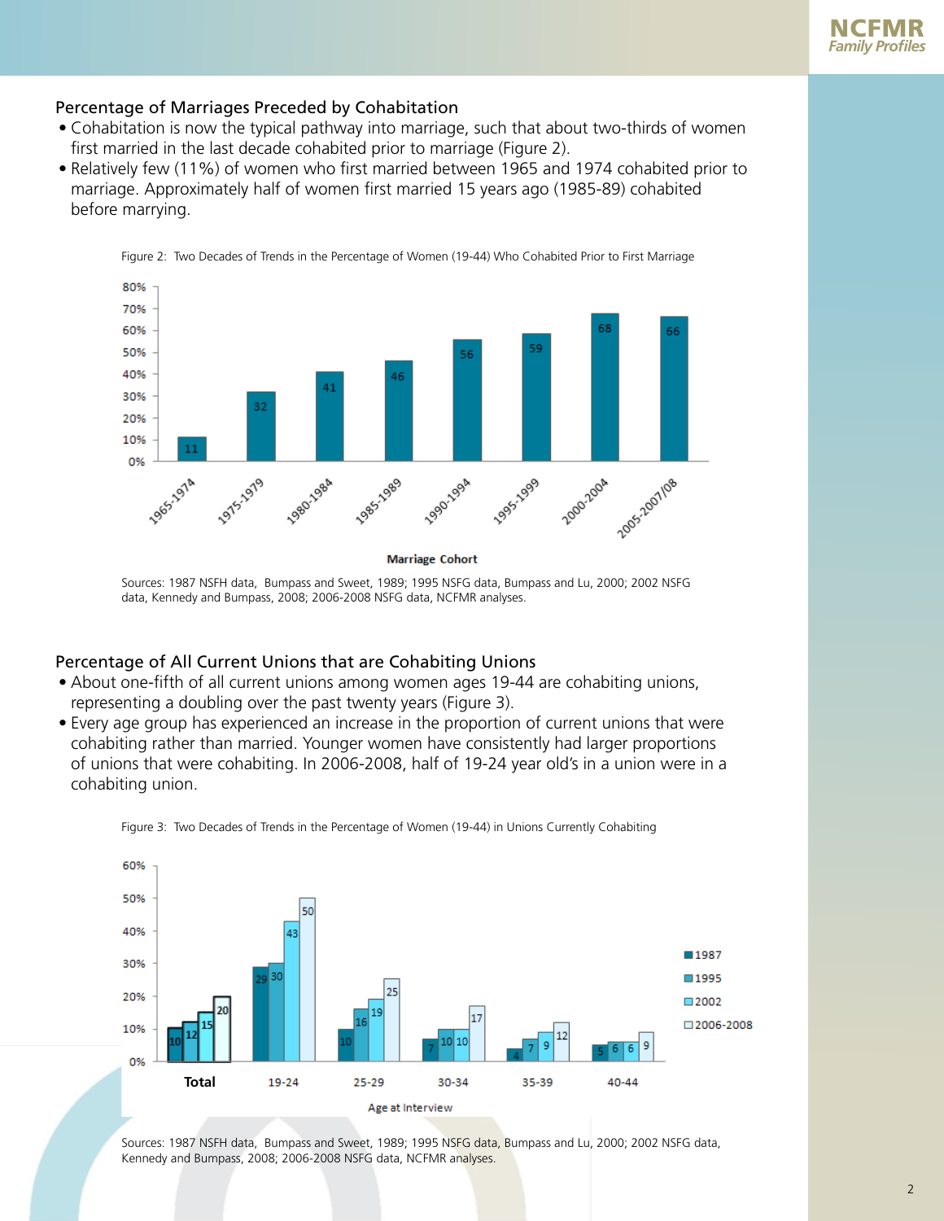## Percentage of Marriages Preceded by Cohabitation

- Cohabitation is now the typical pathway into marriage, such that about two-thirds of women first married in the last decade cohabited prior to marriage (Figure 2).
- Relatively few (11%) of women who first married between 1965 and 1974 cohabited prior to marriage. Approximately half of women first married 15 years ago (1985-89) cohabited before marrying.

Figure 2: Two Decades of Trends in the Percentage of Women (19-44) Who Cohabited Prior to First Marriage

80%
70%
60%
50%
40%
30%
20%
10%
0%

11
32
41
46
56
59
68
66

1965-1974
1975-1979
1980-1984
1985-1989
1990-1994
1995-1999
2000-2004
2005-2007/08

Marriage Cohort

Sources: 1987 NSFH data, Bumpass and Sweet, 1989; 1995 NSFG data, Bumpass and Lu, 2000; 2002 NSFG data, Kennedy and Bumpass, 2008; 2006-2008 NSFG data, NCFMR analyses.

## Percentage of All Current Unions that are Cohabiting Unions

- About one-fifth of all current unions among women ages 19-44 are cohabiting unions, representing a doubling over the past twenty years (Figure 3).
- Every age group has experienced an increase in the proportion of current unions that were cohabiting rather than married. Younger women have consistently had larger proportions of unions that were cohabiting. In 2006-2008, half of 19-24 year old's in a union were in a cohabiting union.

Figure 3: Two Decades of Trends in the Percentage of Women (19-44) in Unions Currently Cohabiting

60%
50%
40%
30%
20%
10%
0%

1987
1995
2002
2006-2008

Total: 10, 12, 15, 20
19-24: 29, 30, 43, 50
25-29: 10, 16, 19, 25
30-34: 7, 10, 10, 17
35-39: 4, 7, 9, 12
40-44: 5, 6, 6, 9

Age at Interview

Sources: 1987 NSFH data, Bumpass and Sweet, 1989; 1995 NSFG data, Bumpass and Lu, 2000; 2002 NSFG data, Kennedy and Bumpass, 2008; 2006-2008 NSFG data, NCFMR analyses.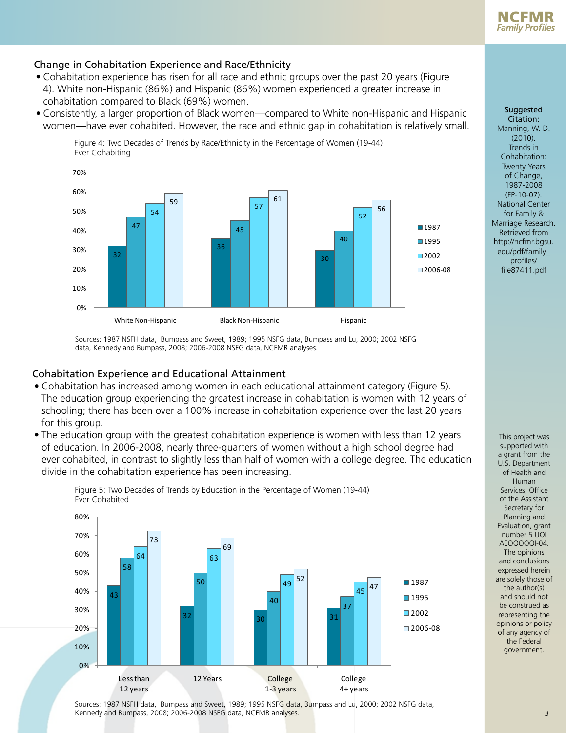## Change in Cohabitation Experience and Race/Ethnicity

- Cohabitation experience has risen for all race and ethnic groups over the past 20 years (Figure 4). White non-Hispanic (86%) and Hispanic (86%) women experienced a greater increase in cohabitation compared to Black (69%) women.
- Consistently, a larger proportion of Black women—compared to White non-Hispanic and Hispanic women—have ever cohabited. However, the race and ethnic gap in cohabitation is relatively small.

Figure 4: Two Decades of Trends by Race/Ethnicity in the Percentage of Women (19-44) Ever Cohabiting

70%
60%
50%
40%
30%
20%
10%
0%

White Non-Hispanic: 32, 47, 54, 59
Black Non-Hispanic: 36, 45, 57, 61
Hispanic: 30, 40, 52, 56

1987
1995
2002
2006-08

Sources: 1987 NSFH data, Bumpass and Sweet, 1989; 1995 NSFG data, Bumpass and Lu, 2000; 2002 NSFG data, Kennedy and Bumpass, 2008; 2006-2008 NSFG data, NCFMR analyses.

## Cohabitation Experience and Educational Attainment

- Cohabitation has increased among women in each educational attainment category (Figure 5). The education group experiencing the greatest increase in cohabitation is women with 12 years of schooling; there has been over a 100% increase in cohabitation experience over the last 20 years for this group.
- The education group with the greatest cohabitation experience is women with less than 12 years of education. In 2006-2008, nearly three-quarters of women without a high school degree had ever cohabited, in contrast to slightly less than half of women with a college degree. The education divide in the cohabitation experience has been increasing.

Figure 5: Two Decades of Trends by Education in the Percentage of Women (19-44) Ever Cohabited

80%
70%
60%
50%
40%
30%
20%
10%
0%

Less than 12 years: 43, 58, 64, 73
12 Years: 32, 50, 63, 69
College 1-3 years: 30, 40, 49, 52
College 4+ years: 31, 37, 45, 47

1987
1995
2002
2006-08

Sources: 1987 NSFH data, Bumpass and Sweet, 1989; 1995 NSFG data, Bumpass and Lu, 2000; 2002 NSFG data, Kennedy and Bumpass, 2008; 2006-2008 NSFG data, NCFMR analyses.

**Suggested Citation:**
Manning, W. D. (2010). Trends in Cohabitation: Twenty Years of Change, 1987-2008 (FP-10-07). National Center for Family & Marriage Research. Retrieved from http://ncfmr.bgsu.edu/pdf/family_profiles/file87411.pdf

This project was supported with a grant from the U.S. Department of Health and Human Services, Office of the Assistant Secretary for Planning and Evaluation, grant number 5 UOI AEOOOOOI-04. The opinions and conclusions expressed herein are solely those of the author(s) and should not be construed as representing the opinions or policy of any agency of the Federal government.